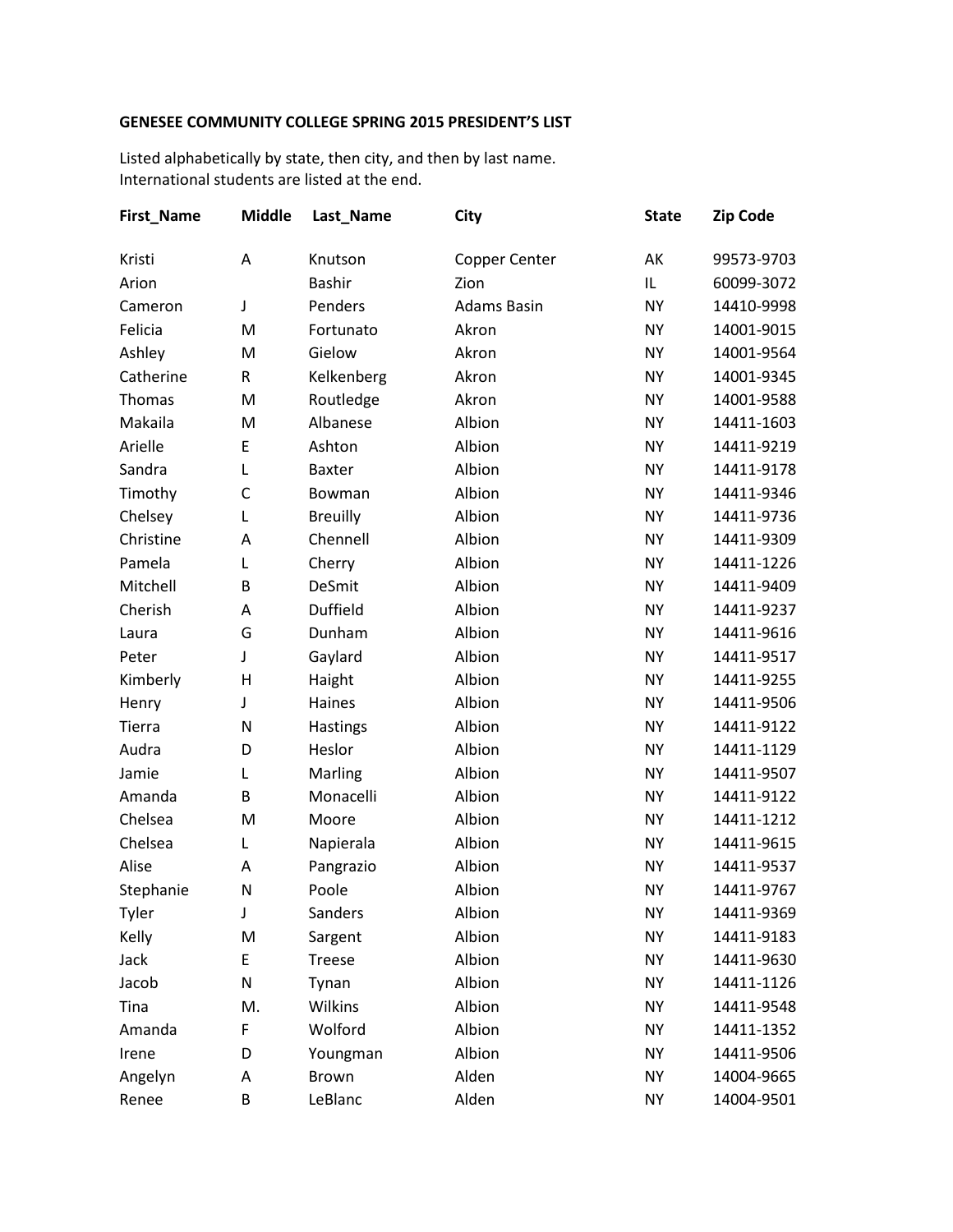**GENESEE COMMUNITY COLLEGE SPRING 2015 PRESIDENT'S LIST**

Listed alphabetically by state, then city, and then by last name.
International students are listed at the end.

| First_Name | Middle | Last_Name | City | State | Zip Code |
|---|---|---|---|---|---|
| Kristi | A | Knutson | Copper Center | AK | 99573-9703 |
| Arion | | Bashir | Zion | IL | 60099-3072 |
| Cameron | J | Penders | Adams Basin | NY | 14410-9998 |
| Felicia | M | Fortunato | Akron | NY | 14001-9015 |
| Ashley | M | Gielow | Akron | NY | 14001-9564 |
| Catherine | R | Kelkenberg | Akron | NY | 14001-9345 |
| Thomas | M | Routledge | Akron | NY | 14001-9588 |
| Makaila | M | Albanese | Albion | NY | 14411-1603 |
| Arielle | E | Ashton | Albion | NY | 14411-9219 |
| Sandra | L | Baxter | Albion | NY | 14411-9178 |
| Timothy | C | Bowman | Albion | NY | 14411-9346 |
| Chelsey | L | Breuilly | Albion | NY | 14411-9736 |
| Christine | A | Chennell | Albion | NY | 14411-9309 |
| Pamela | L | Cherry | Albion | NY | 14411-1226 |
| Mitchell | B | DeSmit | Albion | NY | 14411-9409 |
| Cherish | A | Duffield | Albion | NY | 14411-9237 |
| Laura | G | Dunham | Albion | NY | 14411-9616 |
| Peter | J | Gaylard | Albion | NY | 14411-9517 |
| Kimberly | H | Haight | Albion | NY | 14411-9255 |
| Henry | J | Haines | Albion | NY | 14411-9506 |
| Tierra | N | Hastings | Albion | NY | 14411-9122 |
| Audra | D | Heslor | Albion | NY | 14411-1129 |
| Jamie | L | Marling | Albion | NY | 14411-9507 |
| Amanda | B | Monacelli | Albion | NY | 14411-9122 |
| Chelsea | M | Moore | Albion | NY | 14411-1212 |
| Chelsea | L | Napierala | Albion | NY | 14411-9615 |
| Alise | A | Pangrazio | Albion | NY | 14411-9537 |
| Stephanie | N | Poole | Albion | NY | 14411-9767 |
| Tyler | J | Sanders | Albion | NY | 14411-9369 |
| Kelly | M | Sargent | Albion | NY | 14411-9183 |
| Jack | E | Treese | Albion | NY | 14411-9630 |
| Jacob | N | Tynan | Albion | NY | 14411-1126 |
| Tina | M. | Wilkins | Albion | NY | 14411-9548 |
| Amanda | F | Wolford | Albion | NY | 14411-1352 |
| Irene | D | Youngman | Albion | NY | 14411-9506 |
| Angelyn | A | Brown | Alden | NY | 14004-9665 |
| Renee | B | LeBlanc | Alden | NY | 14004-9501 |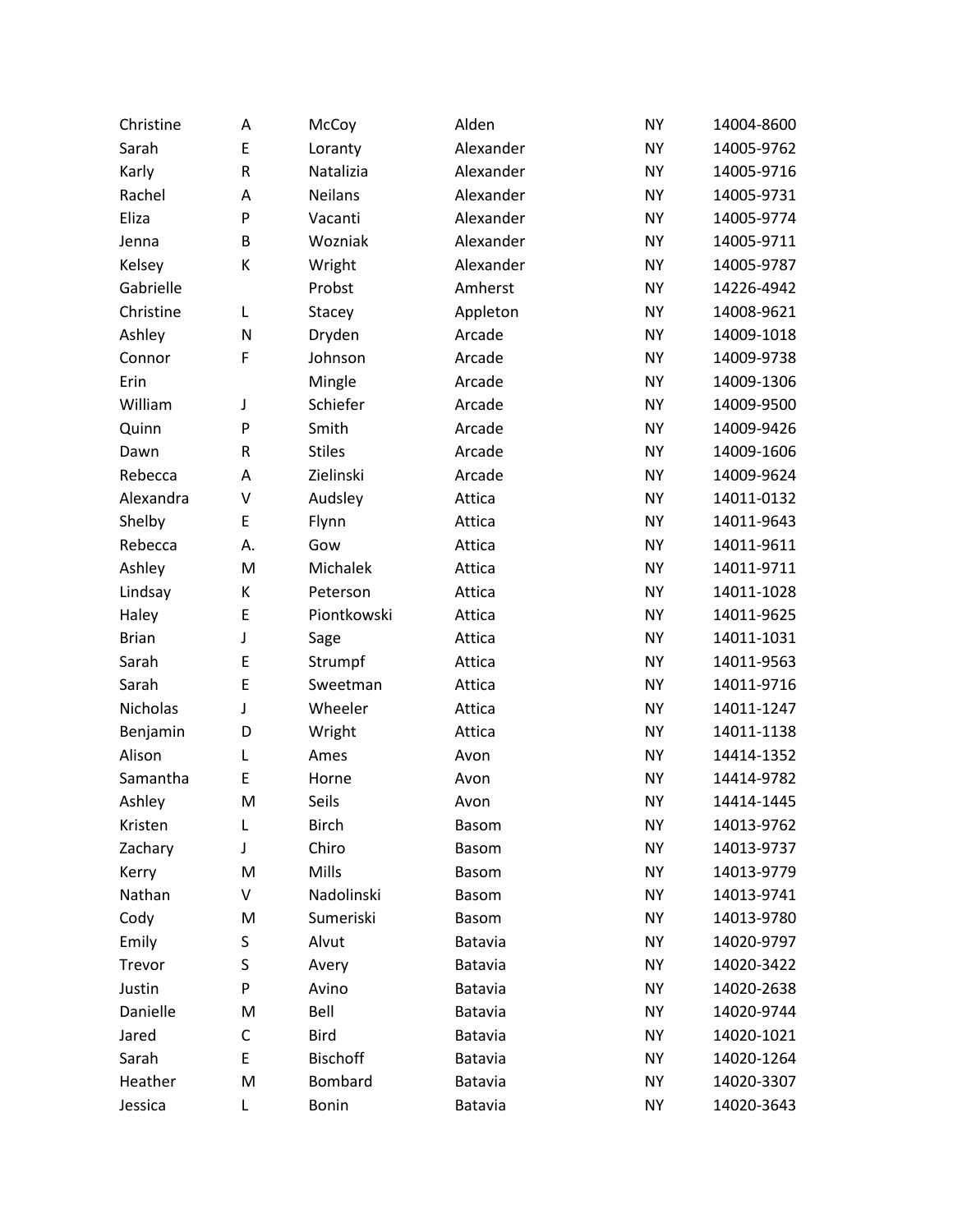| | | | | | |
|---|---|---|---|---|---|
| Christine | A | McCoy | Alden | NY | 14004-8600 |
| Sarah | E | Loranty | Alexander | NY | 14005-9762 |
| Karly | R | Natalizia | Alexander | NY | 14005-9716 |
| Rachel | A | Neilans | Alexander | NY | 14005-9731 |
| Eliza | P | Vacanti | Alexander | NY | 14005-9774 |
| Jenna | B | Wozniak | Alexander | NY | 14005-9711 |
| Kelsey | K | Wright | Alexander | NY | 14005-9787 |
| Gabrielle | | Probst | Amherst | NY | 14226-4942 |
| Christine | L | Stacey | Appleton | NY | 14008-9621 |
| Ashley | N | Dryden | Arcade | NY | 14009-1018 |
| Connor | F | Johnson | Arcade | NY | 14009-9738 |
| Erin | | Mingle | Arcade | NY | 14009-1306 |
| William | J | Schiefer | Arcade | NY | 14009-9500 |
| Quinn | P | Smith | Arcade | NY | 14009-9426 |
| Dawn | R | Stiles | Arcade | NY | 14009-1606 |
| Rebecca | A | Zielinski | Arcade | NY | 14009-9624 |
| Alexandra | V | Audsley | Attica | NY | 14011-0132 |
| Shelby | E | Flynn | Attica | NY | 14011-9643 |
| Rebecca | A. | Gow | Attica | NY | 14011-9611 |
| Ashley | M | Michalek | Attica | NY | 14011-9711 |
| Lindsay | K | Peterson | Attica | NY | 14011-1028 |
| Haley | E | Piontkowski | Attica | NY | 14011-9625 |
| Brian | J | Sage | Attica | NY | 14011-1031 |
| Sarah | E | Strumpf | Attica | NY | 14011-9563 |
| Sarah | E | Sweetman | Attica | NY | 14011-9716 |
| Nicholas | J | Wheeler | Attica | NY | 14011-1247 |
| Benjamin | D | Wright | Attica | NY | 14011-1138 |
| Alison | L | Ames | Avon | NY | 14414-1352 |
| Samantha | E | Horne | Avon | NY | 14414-9782 |
| Ashley | M | Seils | Avon | NY | 14414-1445 |
| Kristen | L | Birch | Basom | NY | 14013-9762 |
| Zachary | J | Chiro | Basom | NY | 14013-9737 |
| Kerry | M | Mills | Basom | NY | 14013-9779 |
| Nathan | V | Nadolinski | Basom | NY | 14013-9741 |
| Cody | M | Sumeriski | Basom | NY | 14013-9780 |
| Emily | S | Alvut | Batavia | NY | 14020-9797 |
| Trevor | S | Avery | Batavia | NY | 14020-3422 |
| Justin | P | Avino | Batavia | NY | 14020-2638 |
| Danielle | M | Bell | Batavia | NY | 14020-9744 |
| Jared | C | Bird | Batavia | NY | 14020-1021 |
| Sarah | E | Bischoff | Batavia | NY | 14020-1264 |
| Heather | M | Bombard | Batavia | NY | 14020-3307 |
| Jessica | L | Bonin | Batavia | NY | 14020-3643 |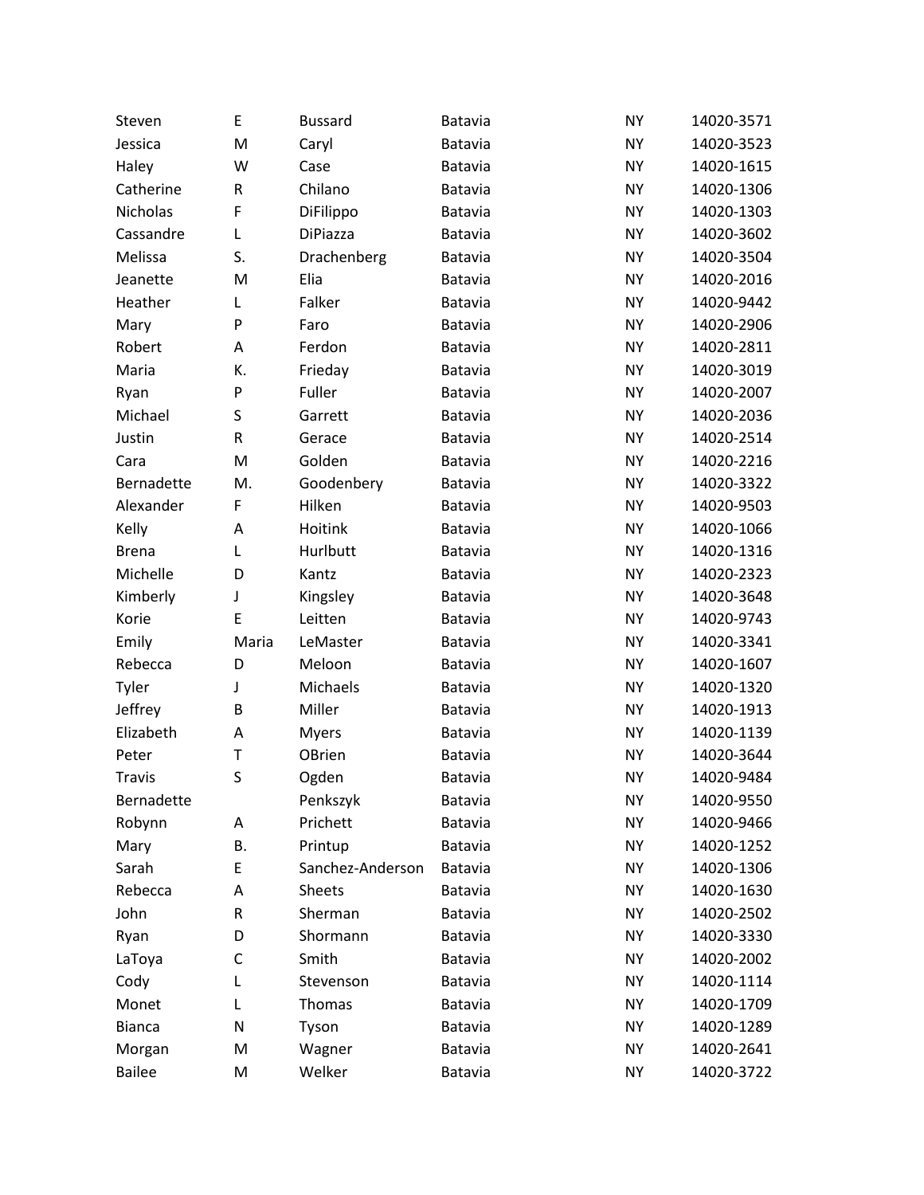| | | | | | |
|---|---|---|---|---|---|
| Steven | E | Bussard | Batavia | NY | 14020-3571 |
| Jessica | M | Caryl | Batavia | NY | 14020-3523 |
| Haley | W | Case | Batavia | NY | 14020-1615 |
| Catherine | R | Chilano | Batavia | NY | 14020-1306 |
| Nicholas | F | DiFilippo | Batavia | NY | 14020-1303 |
| Cassandre | L | DiPiazza | Batavia | NY | 14020-3602 |
| Melissa | S. | Drachenberg | Batavia | NY | 14020-3504 |
| Jeanette | M | Elia | Batavia | NY | 14020-2016 |
| Heather | L | Falker | Batavia | NY | 14020-9442 |
| Mary | P | Faro | Batavia | NY | 14020-2906 |
| Robert | A | Ferdon | Batavia | NY | 14020-2811 |
| Maria | K. | Frieday | Batavia | NY | 14020-3019 |
| Ryan | P | Fuller | Batavia | NY | 14020-2007 |
| Michael | S | Garrett | Batavia | NY | 14020-2036 |
| Justin | R | Gerace | Batavia | NY | 14020-2514 |
| Cara | M | Golden | Batavia | NY | 14020-2216 |
| Bernadette | M. | Goodenbery | Batavia | NY | 14020-3322 |
| Alexander | F | Hilken | Batavia | NY | 14020-9503 |
| Kelly | A | Hoitink | Batavia | NY | 14020-1066 |
| Brena | L | Hurlbutt | Batavia | NY | 14020-1316 |
| Michelle | D | Kantz | Batavia | NY | 14020-2323 |
| Kimberly | J | Kingsley | Batavia | NY | 14020-3648 |
| Korie | E | Leitten | Batavia | NY | 14020-9743 |
| Emily | Maria | LeMaster | Batavia | NY | 14020-3341 |
| Rebecca | D | Meloon | Batavia | NY | 14020-1607 |
| Tyler | J | Michaels | Batavia | NY | 14020-1320 |
| Jeffrey | B | Miller | Batavia | NY | 14020-1913 |
| Elizabeth | A | Myers | Batavia | NY | 14020-1139 |
| Peter | T | OBrien | Batavia | NY | 14020-3644 |
| Travis | S | Ogden | Batavia | NY | 14020-9484 |
| Bernadette | | Penkszyk | Batavia | NY | 14020-9550 |
| Robynn | A | Prichett | Batavia | NY | 14020-9466 |
| Mary | B. | Printup | Batavia | NY | 14020-1252 |
| Sarah | E | Sanchez-Anderson | Batavia | NY | 14020-1306 |
| Rebecca | A | Sheets | Batavia | NY | 14020-1630 |
| John | R | Sherman | Batavia | NY | 14020-2502 |
| Ryan | D | Shormann | Batavia | NY | 14020-3330 |
| LaToya | C | Smith | Batavia | NY | 14020-2002 |
| Cody | L | Stevenson | Batavia | NY | 14020-1114 |
| Monet | L | Thomas | Batavia | NY | 14020-1709 |
| Bianca | N | Tyson | Batavia | NY | 14020-1289 |
| Morgan | M | Wagner | Batavia | NY | 14020-2641 |
| Bailee | M | Welker | Batavia | NY | 14020-3722 |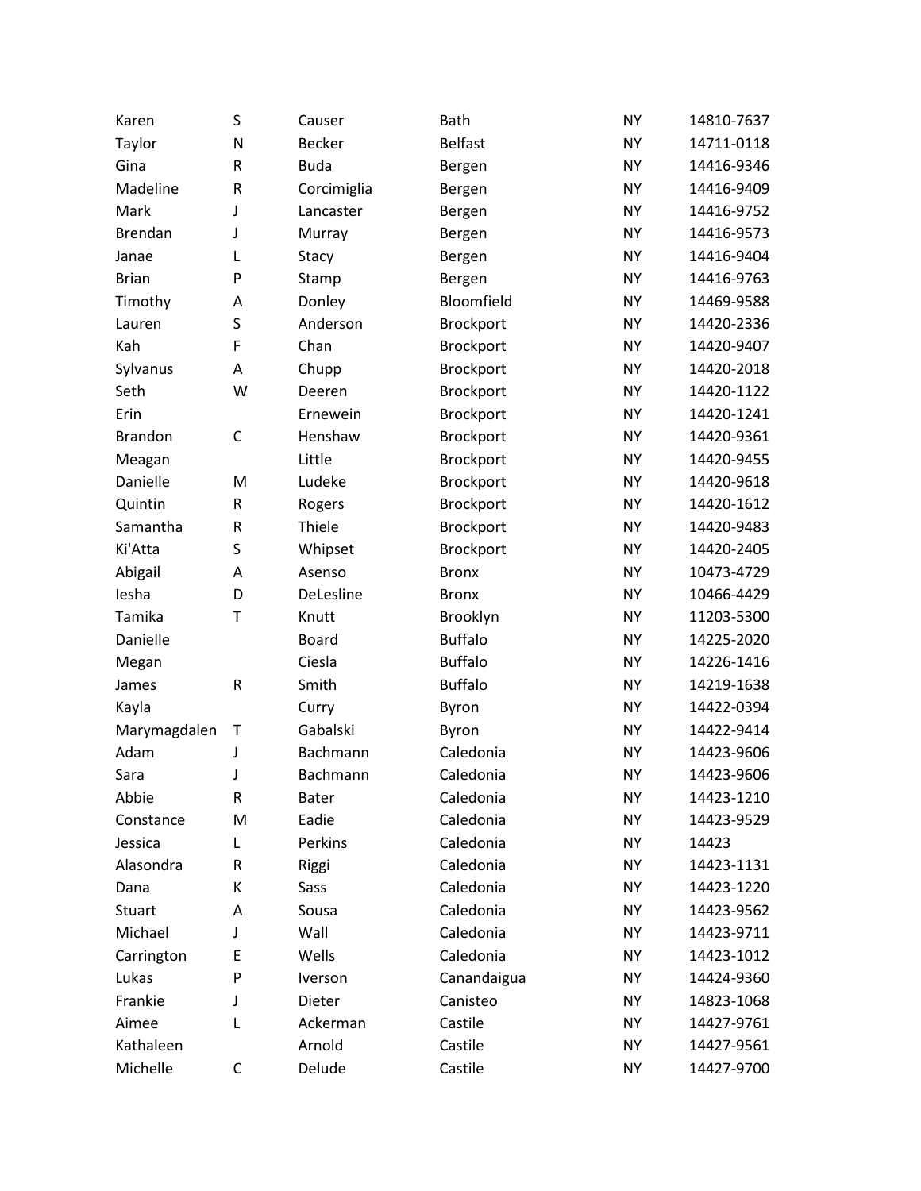| | | | | | |
|---|---|---|---|---|---|
| Karen | S | Causer | Bath | NY | 14810-7637 |
| Taylor | N | Becker | Belfast | NY | 14711-0118 |
| Gina | R | Buda | Bergen | NY | 14416-9346 |
| Madeline | R | Corcimiglia | Bergen | NY | 14416-9409 |
| Mark | J | Lancaster | Bergen | NY | 14416-9752 |
| Brendan | J | Murray | Bergen | NY | 14416-9573 |
| Janae | L | Stacy | Bergen | NY | 14416-9404 |
| Brian | P | Stamp | Bergen | NY | 14416-9763 |
| Timothy | A | Donley | Bloomfield | NY | 14469-9588 |
| Lauren | S | Anderson | Brockport | NY | 14420-2336 |
| Kah | F | Chan | Brockport | NY | 14420-9407 |
| Sylvanus | A | Chupp | Brockport | NY | 14420-2018 |
| Seth | W | Deeren | Brockport | NY | 14420-1122 |
| Erin | | Ernewein | Brockport | NY | 14420-1241 |
| Brandon | C | Henshaw | Brockport | NY | 14420-9361 |
| Meagan | | Little | Brockport | NY | 14420-9455 |
| Danielle | M | Ludeke | Brockport | NY | 14420-9618 |
| Quintin | R | Rogers | Brockport | NY | 14420-1612 |
| Samantha | R | Thiele | Brockport | NY | 14420-9483 |
| Ki'Atta | S | Whipset | Brockport | NY | 14420-2405 |
| Abigail | A | Asenso | Bronx | NY | 10473-4729 |
| Iesha | D | DeLesline | Bronx | NY | 10466-4429 |
| Tamika | T | Knutt | Brooklyn | NY | 11203-5300 |
| Danielle | | Board | Buffalo | NY | 14225-2020 |
| Megan | | Ciesla | Buffalo | NY | 14226-1416 |
| James | R | Smith | Buffalo | NY | 14219-1638 |
| Kayla | | Curry | Byron | NY | 14422-0394 |
| Marymagdalen | T | Gabalski | Byron | NY | 14422-9414 |
| Adam | J | Bachmann | Caledonia | NY | 14423-9606 |
| Sara | J | Bachmann | Caledonia | NY | 14423-9606 |
| Abbie | R | Bater | Caledonia | NY | 14423-1210 |
| Constance | M | Eadie | Caledonia | NY | 14423-9529 |
| Jessica | L | Perkins | Caledonia | NY | 14423 |
| Alasondra | R | Riggi | Caledonia | NY | 14423-1131 |
| Dana | K | Sass | Caledonia | NY | 14423-1220 |
| Stuart | A | Sousa | Caledonia | NY | 14423-9562 |
| Michael | J | Wall | Caledonia | NY | 14423-9711 |
| Carrington | E | Wells | Caledonia | NY | 14423-1012 |
| Lukas | P | Iverson | Canandaigua | NY | 14424-9360 |
| Frankie | J | Dieter | Canisteo | NY | 14823-1068 |
| Aimee | L | Ackerman | Castile | NY | 14427-9761 |
| Kathaleen | | Arnold | Castile | NY | 14427-9561 |
| Michelle | C | Delude | Castile | NY | 14427-9700 |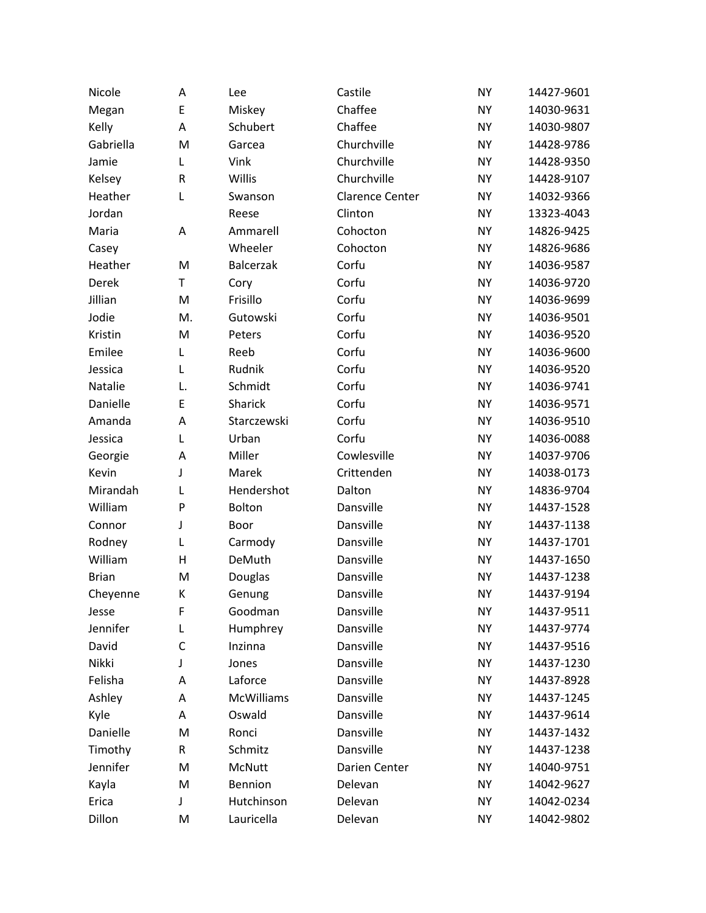| | | | | | |
|---|---|---|---|---|---|
| Nicole | A | Lee | Castile | NY | 14427-9601 |
| Megan | E | Miskey | Chaffee | NY | 14030-9631 |
| Kelly | A | Schubert | Chaffee | NY | 14030-9807 |
| Gabriella | M | Garcea | Churchville | NY | 14428-9786 |
| Jamie | L | Vink | Churchville | NY | 14428-9350 |
| Kelsey | R | Willis | Churchville | NY | 14428-9107 |
| Heather | L | Swanson | Clarence Center | NY | 14032-9366 |
| Jordan | | Reese | Clinton | NY | 13323-4043 |
| Maria | A | Ammarell | Cohocton | NY | 14826-9425 |
| Casey | | Wheeler | Cohocton | NY | 14826-9686 |
| Heather | M | Balcerzak | Corfu | NY | 14036-9587 |
| Derek | T | Cory | Corfu | NY | 14036-9720 |
| Jillian | M | Frisillo | Corfu | NY | 14036-9699 |
| Jodie | M. | Gutowski | Corfu | NY | 14036-9501 |
| Kristin | M | Peters | Corfu | NY | 14036-9520 |
| Emilee | L | Reeb | Corfu | NY | 14036-9600 |
| Jessica | L | Rudnik | Corfu | NY | 14036-9520 |
| Natalie | L. | Schmidt | Corfu | NY | 14036-9741 |
| Danielle | E | Sharick | Corfu | NY | 14036-9571 |
| Amanda | A | Starczewski | Corfu | NY | 14036-9510 |
| Jessica | L | Urban | Corfu | NY | 14036-0088 |
| Georgie | A | Miller | Cowlesville | NY | 14037-9706 |
| Kevin | J | Marek | Crittenden | NY | 14038-0173 |
| Mirandah | L | Hendershot | Dalton | NY | 14836-9704 |
| William | P | Bolton | Dansville | NY | 14437-1528 |
| Connor | J | Boor | Dansville | NY | 14437-1138 |
| Rodney | L | Carmody | Dansville | NY | 14437-1701 |
| William | H | DeMuth | Dansville | NY | 14437-1650 |
| Brian | M | Douglas | Dansville | NY | 14437-1238 |
| Cheyenne | K | Genung | Dansville | NY | 14437-9194 |
| Jesse | F | Goodman | Dansville | NY | 14437-9511 |
| Jennifer | L | Humphrey | Dansville | NY | 14437-9774 |
| David | C | Inzinna | Dansville | NY | 14437-9516 |
| Nikki | J | Jones | Dansville | NY | 14437-1230 |
| Felisha | A | Laforce | Dansville | NY | 14437-8928 |
| Ashley | A | McWilliams | Dansville | NY | 14437-1245 |
| Kyle | A | Oswald | Dansville | NY | 14437-9614 |
| Danielle | M | Ronci | Dansville | NY | 14437-1432 |
| Timothy | R | Schmitz | Dansville | NY | 14437-1238 |
| Jennifer | M | McNutt | Darien Center | NY | 14040-9751 |
| Kayla | M | Bennion | Delevan | NY | 14042-9627 |
| Erica | J | Hutchinson | Delevan | NY | 14042-0234 |
| Dillon | M | Lauricella | Delevan | NY | 14042-9802 |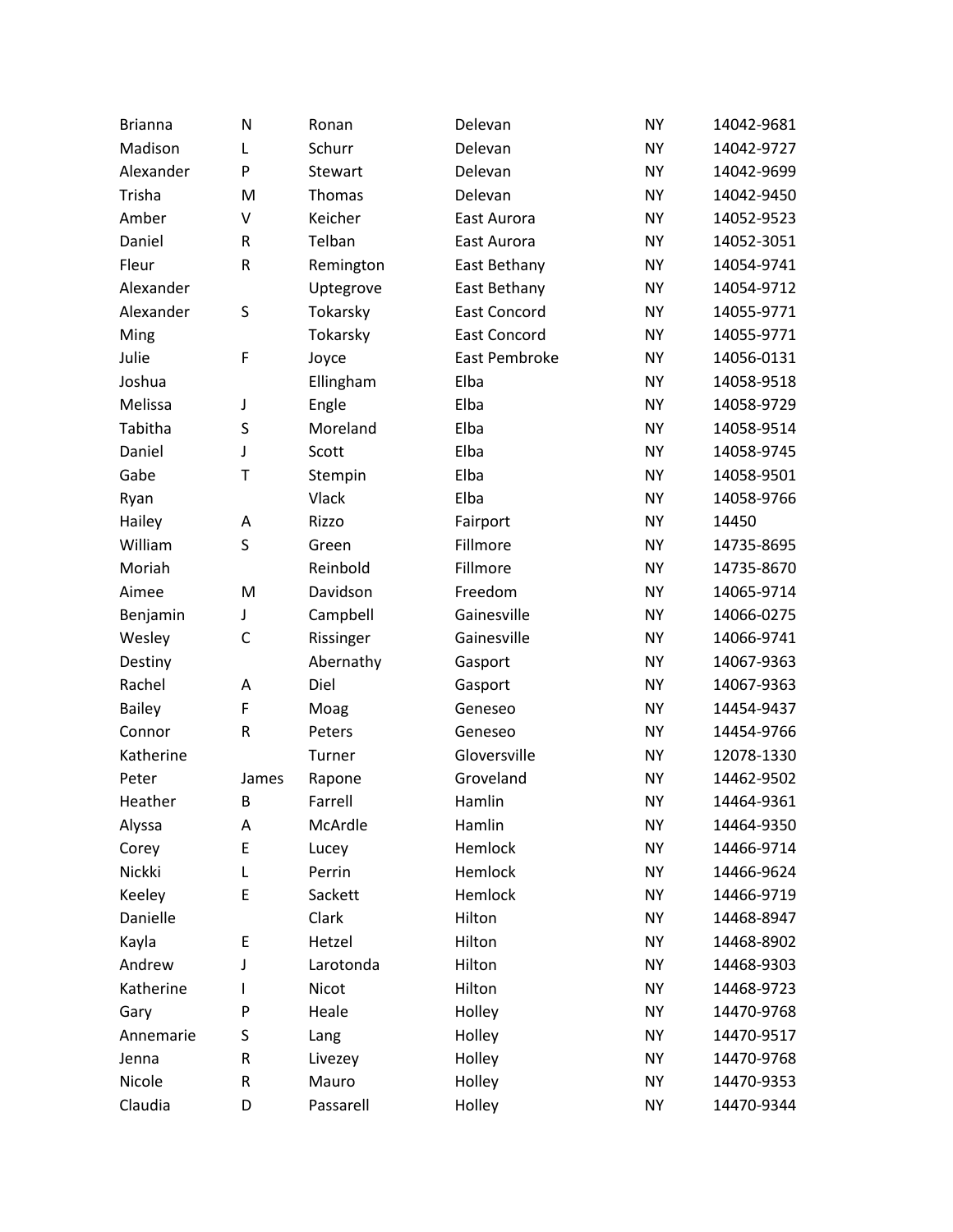| | | | | | |
|---|---|---|---|---|---|
| Brianna | N | Ronan | Delevan | NY | 14042-9681 |
| Madison | L | Schurr | Delevan | NY | 14042-9727 |
| Alexander | P | Stewart | Delevan | NY | 14042-9699 |
| Trisha | M | Thomas | Delevan | NY | 14042-9450 |
| Amber | V | Keicher | East Aurora | NY | 14052-9523 |
| Daniel | R | Telban | East Aurora | NY | 14052-3051 |
| Fleur | R | Remington | East Bethany | NY | 14054-9741 |
| Alexander | | Uptegrove | East Bethany | NY | 14054-9712 |
| Alexander | S | Tokarsky | East Concord | NY | 14055-9771 |
| Ming | | Tokarsky | East Concord | NY | 14055-9771 |
| Julie | F | Joyce | East Pembroke | NY | 14056-0131 |
| Joshua | | Ellingham | Elba | NY | 14058-9518 |
| Melissa | J | Engle | Elba | NY | 14058-9729 |
| Tabitha | S | Moreland | Elba | NY | 14058-9514 |
| Daniel | J | Scott | Elba | NY | 14058-9745 |
| Gabe | T | Stempin | Elba | NY | 14058-9501 |
| Ryan | | Vlack | Elba | NY | 14058-9766 |
| Hailey | A | Rizzo | Fairport | NY | 14450 |
| William | S | Green | Fillmore | NY | 14735-8695 |
| Moriah | | Reinbold | Fillmore | NY | 14735-8670 |
| Aimee | M | Davidson | Freedom | NY | 14065-9714 |
| Benjamin | J | Campbell | Gainesville | NY | 14066-0275 |
| Wesley | C | Rissinger | Gainesville | NY | 14066-9741 |
| Destiny | | Abernathy | Gasport | NY | 14067-9363 |
| Rachel | A | Diel | Gasport | NY | 14067-9363 |
| Bailey | F | Moag | Geneseo | NY | 14454-9437 |
| Connor | R | Peters | Geneseo | NY | 14454-9766 |
| Katherine | | Turner | Gloversville | NY | 12078-1330 |
| Peter | James | Rapone | Groveland | NY | 14462-9502 |
| Heather | B | Farrell | Hamlin | NY | 14464-9361 |
| Alyssa | A | McArdle | Hamlin | NY | 14464-9350 |
| Corey | E | Lucey | Hemlock | NY | 14466-9714 |
| Nickki | L | Perrin | Hemlock | NY | 14466-9624 |
| Keeley | E | Sackett | Hemlock | NY | 14466-9719 |
| Danielle | | Clark | Hilton | NY | 14468-8947 |
| Kayla | E | Hetzel | Hilton | NY | 14468-8902 |
| Andrew | J | Larotonda | Hilton | NY | 14468-9303 |
| Katherine | I | Nicot | Hilton | NY | 14468-9723 |
| Gary | P | Heale | Holley | NY | 14470-9768 |
| Annemarie | S | Lang | Holley | NY | 14470-9517 |
| Jenna | R | Livezey | Holley | NY | 14470-9768 |
| Nicole | R | Mauro | Holley | NY | 14470-9353 |
| Claudia | D | Passarell | Holley | NY | 14470-9344 |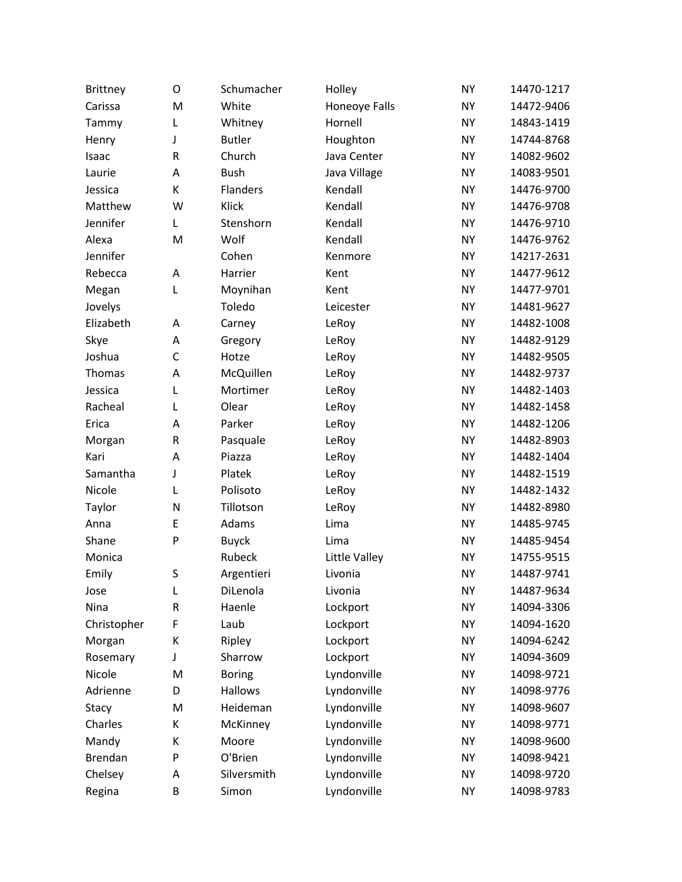| | | | | | |
|---|---|---|---|---|---|
| Brittney | O | Schumacher | Holley | NY | 14470-1217 |
| Carissa | M | White | Honeoye Falls | NY | 14472-9406 |
| Tammy | L | Whitney | Hornell | NY | 14843-1419 |
| Henry | J | Butler | Houghton | NY | 14744-8768 |
| Isaac | R | Church | Java Center | NY | 14082-9602 |
| Laurie | A | Bush | Java Village | NY | 14083-9501 |
| Jessica | K | Flanders | Kendall | NY | 14476-9700 |
| Matthew | W | Klick | Kendall | NY | 14476-9708 |
| Jennifer | L | Stenshorn | Kendall | NY | 14476-9710 |
| Alexa | M | Wolf | Kendall | NY | 14476-9762 |
| Jennifer | | Cohen | Kenmore | NY | 14217-2631 |
| Rebecca | A | Harrier | Kent | NY | 14477-9612 |
| Megan | L | Moynihan | Kent | NY | 14477-9701 |
| Jovelys | | Toledo | Leicester | NY | 14481-9627 |
| Elizabeth | A | Carney | LeRoy | NY | 14482-1008 |
| Skye | A | Gregory | LeRoy | NY | 14482-9129 |
| Joshua | C | Hotze | LeRoy | NY | 14482-9505 |
| Thomas | A | McQuillen | LeRoy | NY | 14482-9737 |
| Jessica | L | Mortimer | LeRoy | NY | 14482-1403 |
| Racheal | L | Olear | LeRoy | NY | 14482-1458 |
| Erica | A | Parker | LeRoy | NY | 14482-1206 |
| Morgan | R | Pasquale | LeRoy | NY | 14482-8903 |
| Kari | A | Piazza | LeRoy | NY | 14482-1404 |
| Samantha | J | Platek | LeRoy | NY | 14482-1519 |
| Nicole | L | Polisoto | LeRoy | NY | 14482-1432 |
| Taylor | N | Tillotson | LeRoy | NY | 14482-8980 |
| Anna | E | Adams | Lima | NY | 14485-9745 |
| Shane | P | Buyck | Lima | NY | 14485-9454 |
| Monica | | Rubeck | Little Valley | NY | 14755-9515 |
| Emily | S | Argentieri | Livonia | NY | 14487-9741 |
| Jose | L | DiLenola | Livonia | NY | 14487-9634 |
| Nina | R | Haenle | Lockport | NY | 14094-3306 |
| Christopher | F | Laub | Lockport | NY | 14094-1620 |
| Morgan | K | Ripley | Lockport | NY | 14094-6242 |
| Rosemary | J | Sharrow | Lockport | NY | 14094-3609 |
| Nicole | M | Boring | Lyndonville | NY | 14098-9721 |
| Adrienne | D | Hallows | Lyndonville | NY | 14098-9776 |
| Stacy | M | Heideman | Lyndonville | NY | 14098-9607 |
| Charles | K | McKinney | Lyndonville | NY | 14098-9771 |
| Mandy | K | Moore | Lyndonville | NY | 14098-9600 |
| Brendan | P | O'Brien | Lyndonville | NY | 14098-9421 |
| Chelsey | A | Silversmith | Lyndonville | NY | 14098-9720 |
| Regina | B | Simon | Lyndonville | NY | 14098-9783 |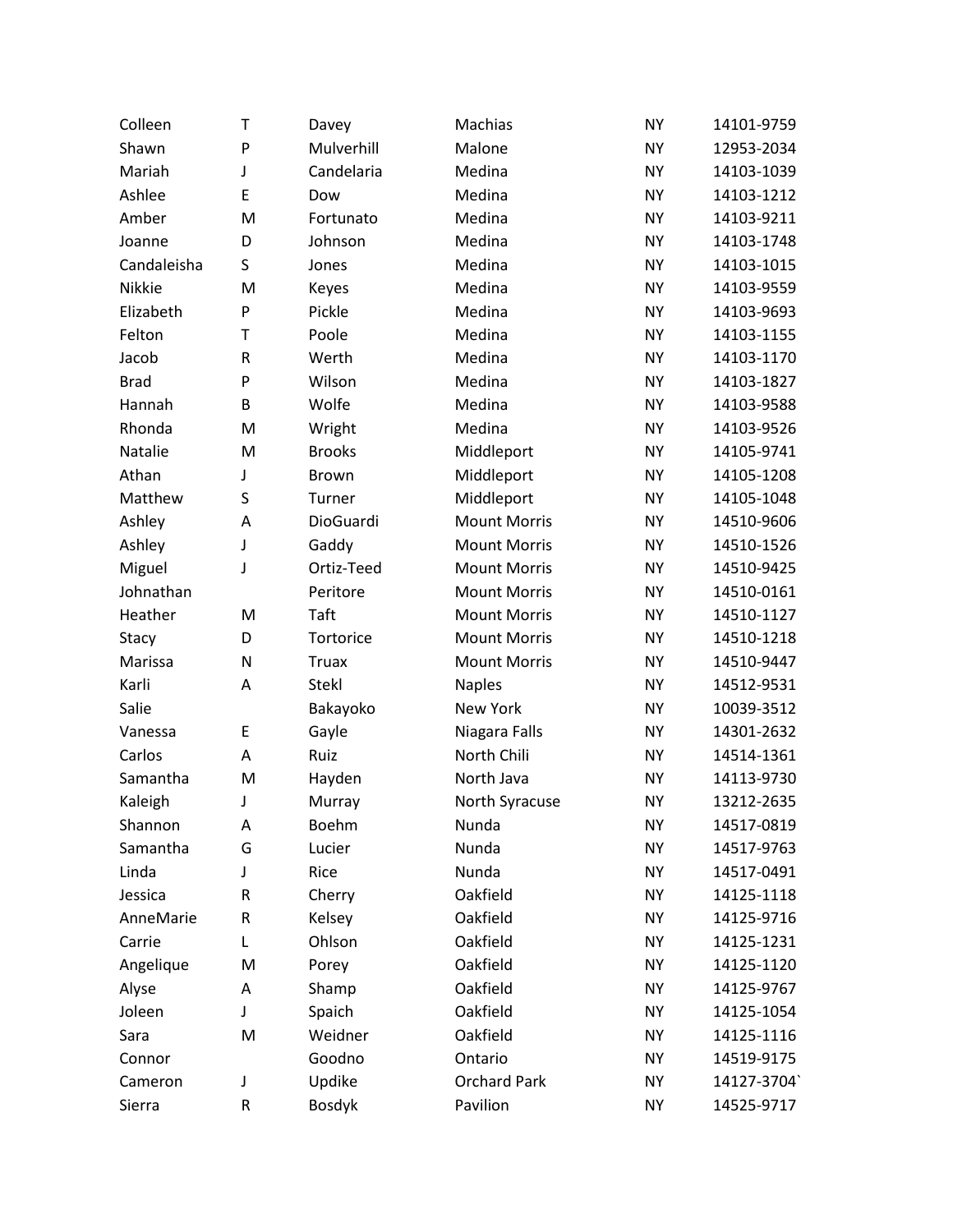| | | | | | |
|---|---|---|---|---|---|
| Colleen | T | Davey | Machias | NY | 14101-9759 |
| Shawn | P | Mulverhill | Malone | NY | 12953-2034 |
| Mariah | J | Candelaria | Medina | NY | 14103-1039 |
| Ashlee | E | Dow | Medina | NY | 14103-1212 |
| Amber | M | Fortunato | Medina | NY | 14103-9211 |
| Joanne | D | Johnson | Medina | NY | 14103-1748 |
| Candaleisha | S | Jones | Medina | NY | 14103-1015 |
| Nikkie | M | Keyes | Medina | NY | 14103-9559 |
| Elizabeth | P | Pickle | Medina | NY | 14103-9693 |
| Felton | T | Poole | Medina | NY | 14103-1155 |
| Jacob | R | Werth | Medina | NY | 14103-1170 |
| Brad | P | Wilson | Medina | NY | 14103-1827 |
| Hannah | B | Wolfe | Medina | NY | 14103-9588 |
| Rhonda | M | Wright | Medina | NY | 14103-9526 |
| Natalie | M | Brooks | Middleport | NY | 14105-9741 |
| Athan | J | Brown | Middleport | NY | 14105-1208 |
| Matthew | S | Turner | Middleport | NY | 14105-1048 |
| Ashley | A | DioGuardi | Mount Morris | NY | 14510-9606 |
| Ashley | J | Gaddy | Mount Morris | NY | 14510-1526 |
| Miguel | J | Ortiz-Teed | Mount Morris | NY | 14510-9425 |
| Johnathan | | Peritore | Mount Morris | NY | 14510-0161 |
| Heather | M | Taft | Mount Morris | NY | 14510-1127 |
| Stacy | D | Tortorice | Mount Morris | NY | 14510-1218 |
| Marissa | N | Truax | Mount Morris | NY | 14510-9447 |
| Karli | A | Stekl | Naples | NY | 14512-9531 |
| Salie | | Bakayoko | New York | NY | 10039-3512 |
| Vanessa | E | Gayle | Niagara Falls | NY | 14301-2632 |
| Carlos | A | Ruiz | North Chili | NY | 14514-1361 |
| Samantha | M | Hayden | North Java | NY | 14113-9730 |
| Kaleigh | J | Murray | North Syracuse | NY | 13212-2635 |
| Shannon | A | Boehm | Nunda | NY | 14517-0819 |
| Samantha | G | Lucier | Nunda | NY | 14517-9763 |
| Linda | J | Rice | Nunda | NY | 14517-0491 |
| Jessica | R | Cherry | Oakfield | NY | 14125-1118 |
| AnneMarie | R | Kelsey | Oakfield | NY | 14125-9716 |
| Carrie | L | Ohlson | Oakfield | NY | 14125-1231 |
| Angelique | M | Porey | Oakfield | NY | 14125-1120 |
| Alyse | A | Shamp | Oakfield | NY | 14125-9767 |
| Joleen | J | Spaich | Oakfield | NY | 14125-1054 |
| Sara | M | Weidner | Oakfield | NY | 14125-1116 |
| Connor | | Goodno | Ontario | NY | 14519-9175 |
| Cameron | J | Updike | Orchard Park | NY | 14127-3704` |
| Sierra | R | Bosdyk | Pavilion | NY | 14525-9717 |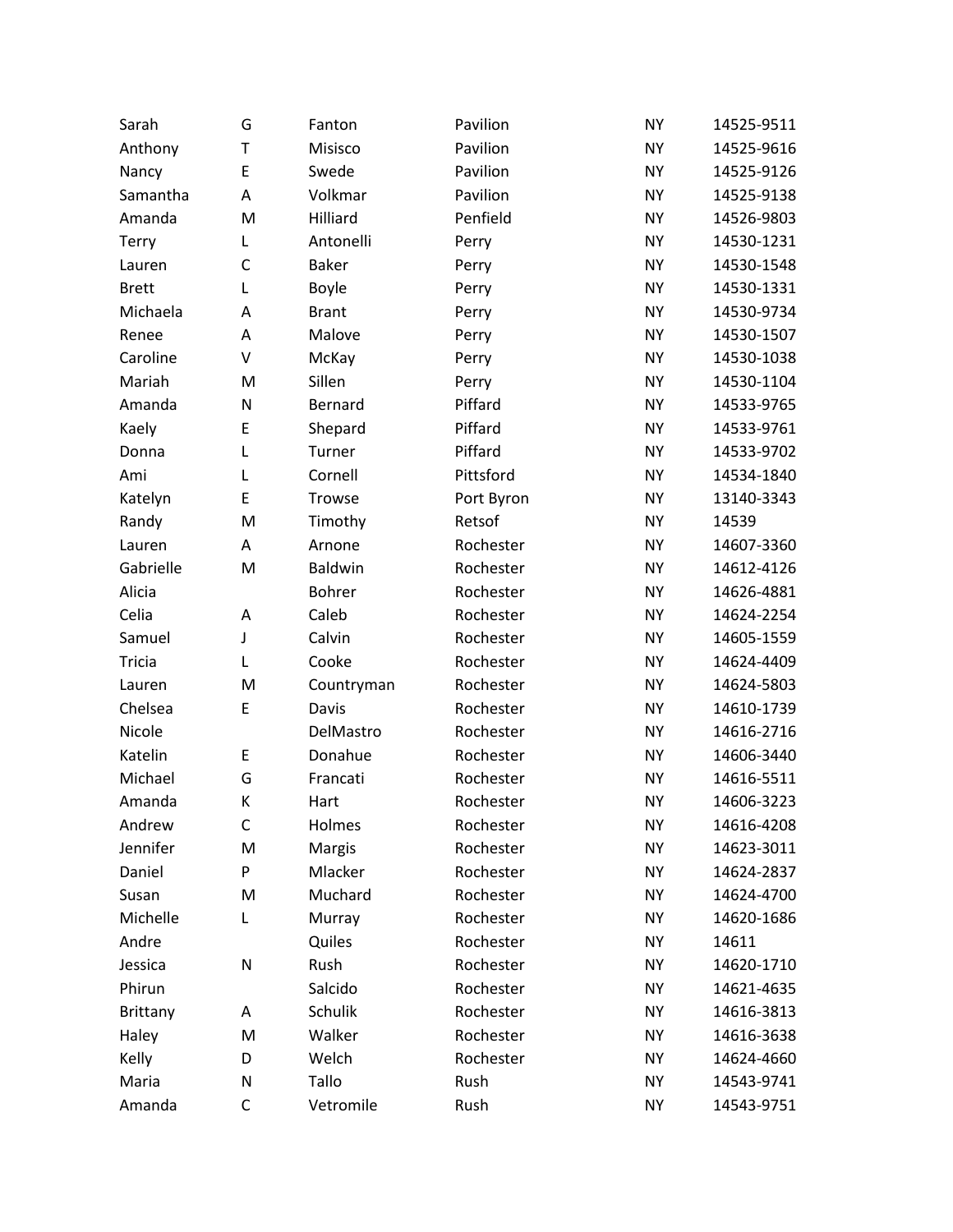| | | | | | |
|---|---|---|---|---|---|
| Sarah | G | Fanton | Pavilion | NY | 14525-9511 |
| Anthony | T | Misisco | Pavilion | NY | 14525-9616 |
| Nancy | E | Swede | Pavilion | NY | 14525-9126 |
| Samantha | A | Volkmar | Pavilion | NY | 14525-9138 |
| Amanda | M | Hilliard | Penfield | NY | 14526-9803 |
| Terry | L | Antonelli | Perry | NY | 14530-1231 |
| Lauren | C | Baker | Perry | NY | 14530-1548 |
| Brett | L | Boyle | Perry | NY | 14530-1331 |
| Michaela | A | Brant | Perry | NY | 14530-9734 |
| Renee | A | Malove | Perry | NY | 14530-1507 |
| Caroline | V | McKay | Perry | NY | 14530-1038 |
| Mariah | M | Sillen | Perry | NY | 14530-1104 |
| Amanda | N | Bernard | Piffard | NY | 14533-9765 |
| Kaely | E | Shepard | Piffard | NY | 14533-9761 |
| Donna | L | Turner | Piffard | NY | 14533-9702 |
| Ami | L | Cornell | Pittsford | NY | 14534-1840 |
| Katelyn | E | Trowse | Port Byron | NY | 13140-3343 |
| Randy | M | Timothy | Retsof | NY | 14539 |
| Lauren | A | Arnone | Rochester | NY | 14607-3360 |
| Gabrielle | M | Baldwin | Rochester | NY | 14612-4126 |
| Alicia | | Bohrer | Rochester | NY | 14626-4881 |
| Celia | A | Caleb | Rochester | NY | 14624-2254 |
| Samuel | J | Calvin | Rochester | NY | 14605-1559 |
| Tricia | L | Cooke | Rochester | NY | 14624-4409 |
| Lauren | M | Countryman | Rochester | NY | 14624-5803 |
| Chelsea | E | Davis | Rochester | NY | 14610-1739 |
| Nicole | | DelMastro | Rochester | NY | 14616-2716 |
| Katelin | E | Donahue | Rochester | NY | 14606-3440 |
| Michael | G | Francati | Rochester | NY | 14616-5511 |
| Amanda | K | Hart | Rochester | NY | 14606-3223 |
| Andrew | C | Holmes | Rochester | NY | 14616-4208 |
| Jennifer | M | Margis | Rochester | NY | 14623-3011 |
| Daniel | P | Mlacker | Rochester | NY | 14624-2837 |
| Susan | M | Muchard | Rochester | NY | 14624-4700 |
| Michelle | L | Murray | Rochester | NY | 14620-1686 |
| Andre | | Quiles | Rochester | NY | 14611 |
| Jessica | N | Rush | Rochester | NY | 14620-1710 |
| Phirun | | Salcido | Rochester | NY | 14621-4635 |
| Brittany | A | Schulik | Rochester | NY | 14616-3813 |
| Haley | M | Walker | Rochester | NY | 14616-3638 |
| Kelly | D | Welch | Rochester | NY | 14624-4660 |
| Maria | N | Tallo | Rush | NY | 14543-9741 |
| Amanda | C | Vetromile | Rush | NY | 14543-9751 |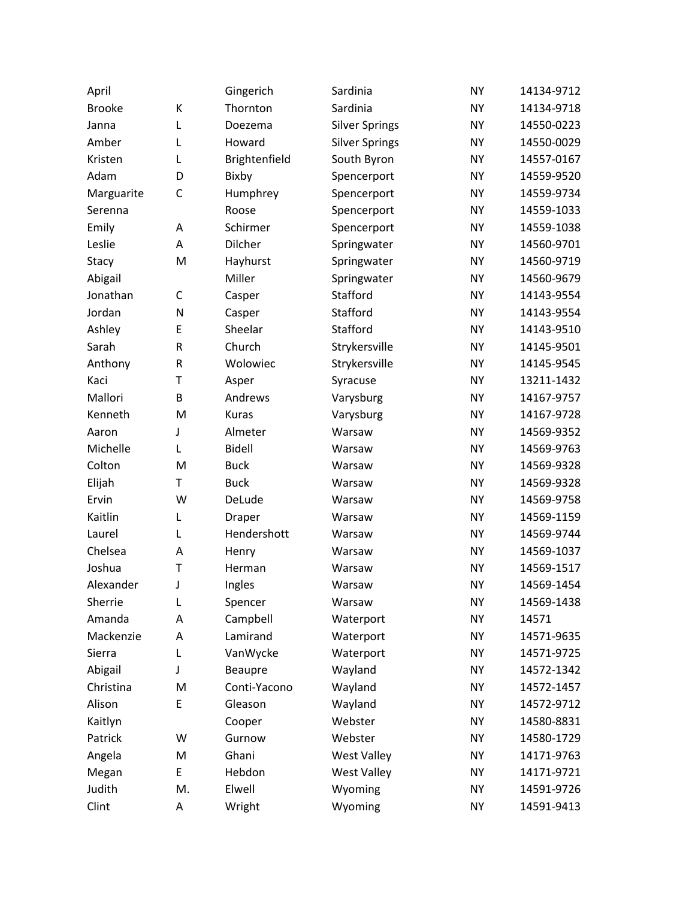| | | | | | |
|---|---|---|---|---|---|
| April | | Gingerich | Sardinia | NY | 14134-9712 |
| Brooke | K | Thornton | Sardinia | NY | 14134-9718 |
| Janna | L | Doezema | Silver Springs | NY | 14550-0223 |
| Amber | L | Howard | Silver Springs | NY | 14550-0029 |
| Kristen | L | Brightenfield | South Byron | NY | 14557-0167 |
| Adam | D | Bixby | Spencerport | NY | 14559-9520 |
| Marguarite | C | Humphrey | Spencerport | NY | 14559-9734 |
| Serenna | | Roose | Spencerport | NY | 14559-1033 |
| Emily | A | Schirmer | Spencerport | NY | 14559-1038 |
| Leslie | A | Dilcher | Springwater | NY | 14560-9701 |
| Stacy | M | Hayhurst | Springwater | NY | 14560-9719 |
| Abigail | | Miller | Springwater | NY | 14560-9679 |
| Jonathan | C | Casper | Stafford | NY | 14143-9554 |
| Jordan | N | Casper | Stafford | NY | 14143-9554 |
| Ashley | E | Sheelar | Stafford | NY | 14143-9510 |
| Sarah | R | Church | Strykersville | NY | 14145-9501 |
| Anthony | R | Wolowiec | Strykersville | NY | 14145-9545 |
| Kaci | T | Asper | Syracuse | NY | 13211-1432 |
| Mallori | B | Andrews | Varysburg | NY | 14167-9757 |
| Kenneth | M | Kuras | Varysburg | NY | 14167-9728 |
| Aaron | J | Almeter | Warsaw | NY | 14569-9352 |
| Michelle | L | Bidell | Warsaw | NY | 14569-9763 |
| Colton | M | Buck | Warsaw | NY | 14569-9328 |
| Elijah | T | Buck | Warsaw | NY | 14569-9328 |
| Ervin | W | DeLude | Warsaw | NY | 14569-9758 |
| Kaitlin | L | Draper | Warsaw | NY | 14569-1159 |
| Laurel | L | Hendershott | Warsaw | NY | 14569-9744 |
| Chelsea | A | Henry | Warsaw | NY | 14569-1037 |
| Joshua | T | Herman | Warsaw | NY | 14569-1517 |
| Alexander | J | Ingles | Warsaw | NY | 14569-1454 |
| Sherrie | L | Spencer | Warsaw | NY | 14569-1438 |
| Amanda | A | Campbell | Waterport | NY | 14571 |
| Mackenzie | A | Lamirand | Waterport | NY | 14571-9635 |
| Sierra | L | VanWycke | Waterport | NY | 14571-9725 |
| Abigail | J | Beaupre | Wayland | NY | 14572-1342 |
| Christina | M | Conti-Yacono | Wayland | NY | 14572-1457 |
| Alison | E | Gleason | Wayland | NY | 14572-9712 |
| Kaitlyn | | Cooper | Webster | NY | 14580-8831 |
| Patrick | W | Gurnow | Webster | NY | 14580-1729 |
| Angela | M | Ghani | West Valley | NY | 14171-9763 |
| Megan | E | Hebdon | West Valley | NY | 14171-9721 |
| Judith | M. | Elwell | Wyoming | NY | 14591-9726 |
| Clint | A | Wright | Wyoming | NY | 14591-9413 |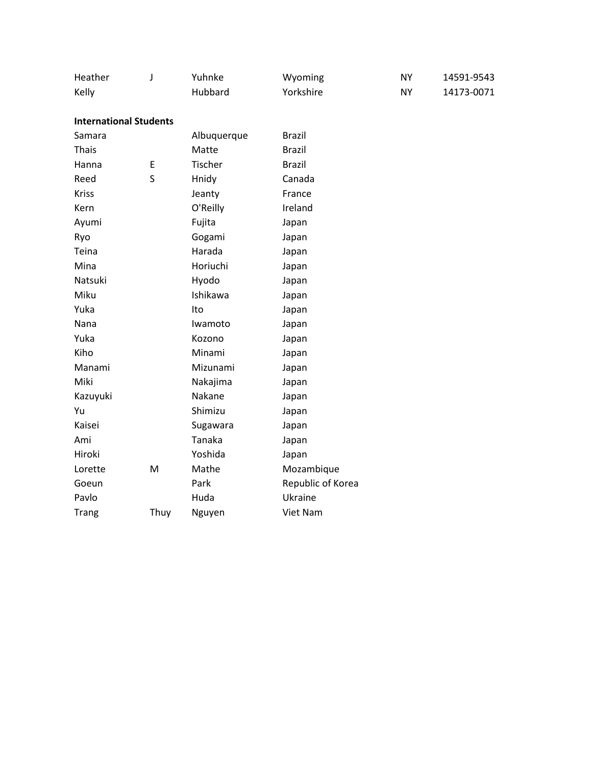| | | | | | |
|---|---|---|---|---|---|
| Heather | J | Yuhnke | Wyoming | NY | 14591-9543 |
| Kelly | | Hubbard | Yorkshire | NY | 14173-0071 |

**International Students**

| | | | |
|---|---|---|---|
| Samara | | Albuquerque | Brazil |
| Thais | | Matte | Brazil |
| Hanna | E | Tischer | Brazil |
| Reed | S | Hnidy | Canada |
| Kriss | | Jeanty | France |
| Kern | | O'Reilly | Ireland |
| Ayumi | | Fujita | Japan |
| Ryo | | Gogami | Japan |
| Teina | | Harada | Japan |
| Mina | | Horiuchi | Japan |
| Natsuki | | Hyodo | Japan |
| Miku | | Ishikawa | Japan |
| Yuka | | Ito | Japan |
| Nana | | Iwamoto | Japan |
| Yuka | | Kozono | Japan |
| Kiho | | Minami | Japan |
| Manami | | Mizunami | Japan |
| Miki | | Nakajima | Japan |
| Kazuyuki | | Nakane | Japan |
| Yu | | Shimizu | Japan |
| Kaisei | | Sugawara | Japan |
| Ami | | Tanaka | Japan |
| Hiroki | | Yoshida | Japan |
| Lorette | M | Mathe | Mozambique |
| Goeun | | Park | Republic of Korea |
| Pavlo | | Huda | Ukraine |
| Trang | Thuy | Nguyen | Viet Nam |